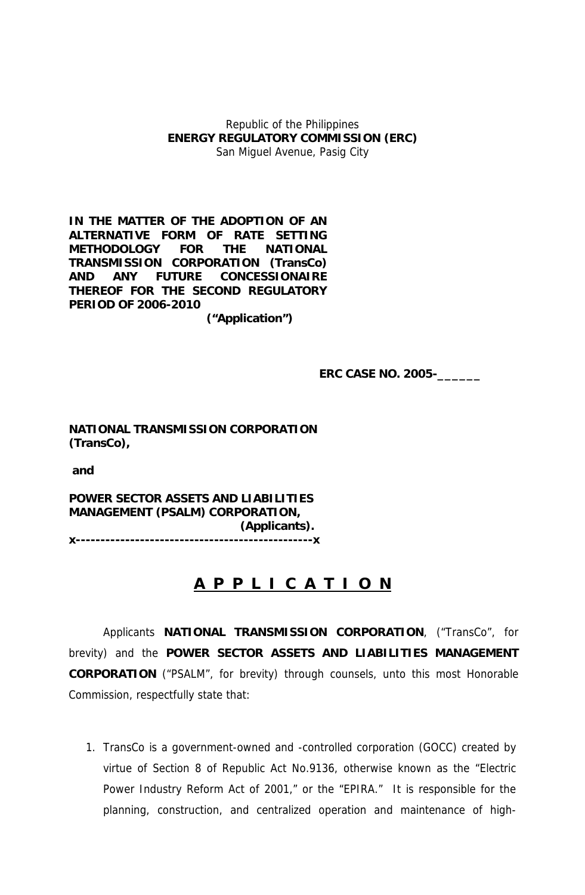Republic of the Philippines
**ENERGY REGULATORY COMMISSION (ERC)**
San Miguel Avenue, Pasig City

**IN THE MATTER OF THE ADOPTION OF AN ALTERNATIVE FORM OF RATE SETTING METHODOLOGY FOR THE NATIONAL TRANSMISSION CORPORATION (TransCo) AND ANY FUTURE CONCESSIONAIRE THEREOF FOR THE SECOND REGULATORY PERIOD OF 2006-2010**
**("Application")**

**ERC CASE NO. 2005-______**

**NATIONAL TRANSMISSION CORPORATION (TransCo),**

**and**

**POWER SECTOR ASSETS AND LIABILITIES MANAGEMENT (PSALM) CORPORATION,**
**(Applicants).**
**x-----------------------------------------------x**

# A P P L I C A T I O N

Applicants **NATIONAL TRANSMISSION CORPORATION**, ("TransCo", for brevity) and the **POWER SECTOR ASSETS AND LIABILITIES MANAGEMENT CORPORATION** ("PSALM", for brevity) through counsels, unto this most Honorable Commission, respectfully state that:

1. TransCo is a government-owned and -controlled corporation (GOCC) created by virtue of Section 8 of Republic Act No.9136, otherwise known as the "Electric Power Industry Reform Act of 2001," or the "EPIRA." It is responsible for the planning, construction, and centralized operation and maintenance of high-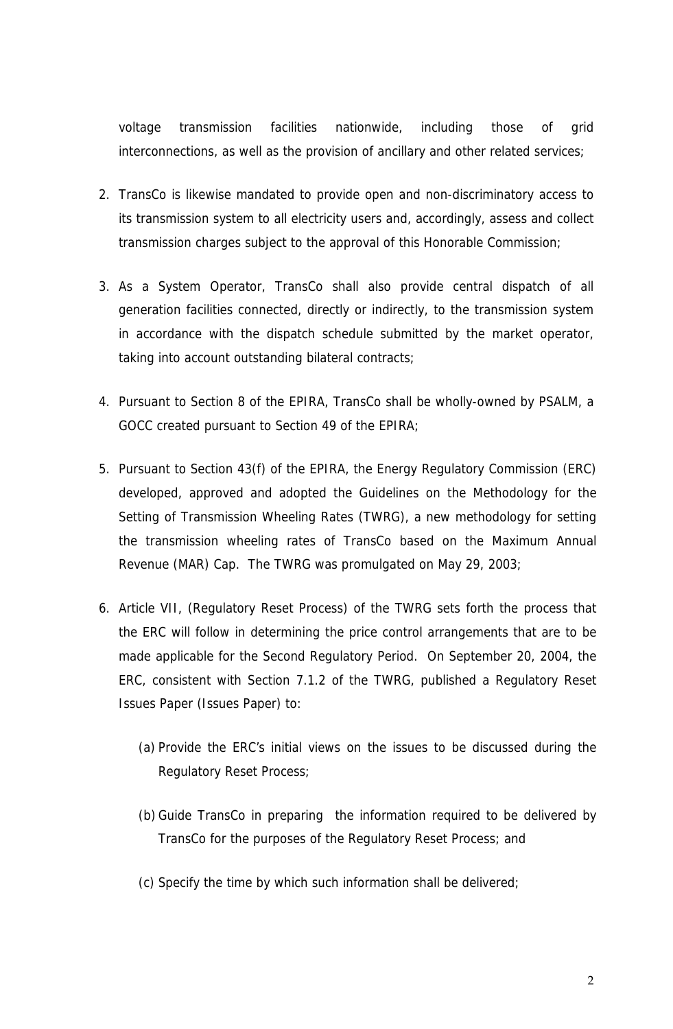voltage transmission facilities nationwide, including those of grid interconnections, as well as the provision of ancillary and other related services;

2. TransCo is likewise mandated to provide open and non-discriminatory access to its transmission system to all electricity users and, accordingly, assess and collect transmission charges subject to the approval of this Honorable Commission;

3. As a System Operator, TransCo shall also provide central dispatch of all generation facilities connected, directly or indirectly, to the transmission system in accordance with the dispatch schedule submitted by the market operator, taking into account outstanding bilateral contracts;

4. Pursuant to Section 8 of the EPIRA, TransCo shall be wholly-owned by PSALM, a GOCC created pursuant to Section 49 of the EPIRA;

5. Pursuant to Section 43(f) of the EPIRA, the Energy Regulatory Commission (ERC) developed, approved and adopted the Guidelines on the Methodology for the Setting of Transmission Wheeling Rates (TWRG), a new methodology for setting the transmission wheeling rates of TransCo based on the Maximum Annual Revenue (MAR) Cap. The TWRG was promulgated on May 29, 2003;

6. Article VII, (Regulatory Reset Process) of the TWRG sets forth the process that the ERC will follow in determining the price control arrangements that are to be made applicable for the Second Regulatory Period. On September 20, 2004, the ERC, consistent with Section 7.1.2 of the TWRG, published a Regulatory Reset Issues Paper (Issues Paper) to:

   (a) Provide the ERC's initial views on the issues to be discussed during the Regulatory Reset Process;

   (b) Guide TransCo in preparing the information required to be delivered by TransCo for the purposes of the Regulatory Reset Process; and

   (c) Specify the time by which such information shall be delivered;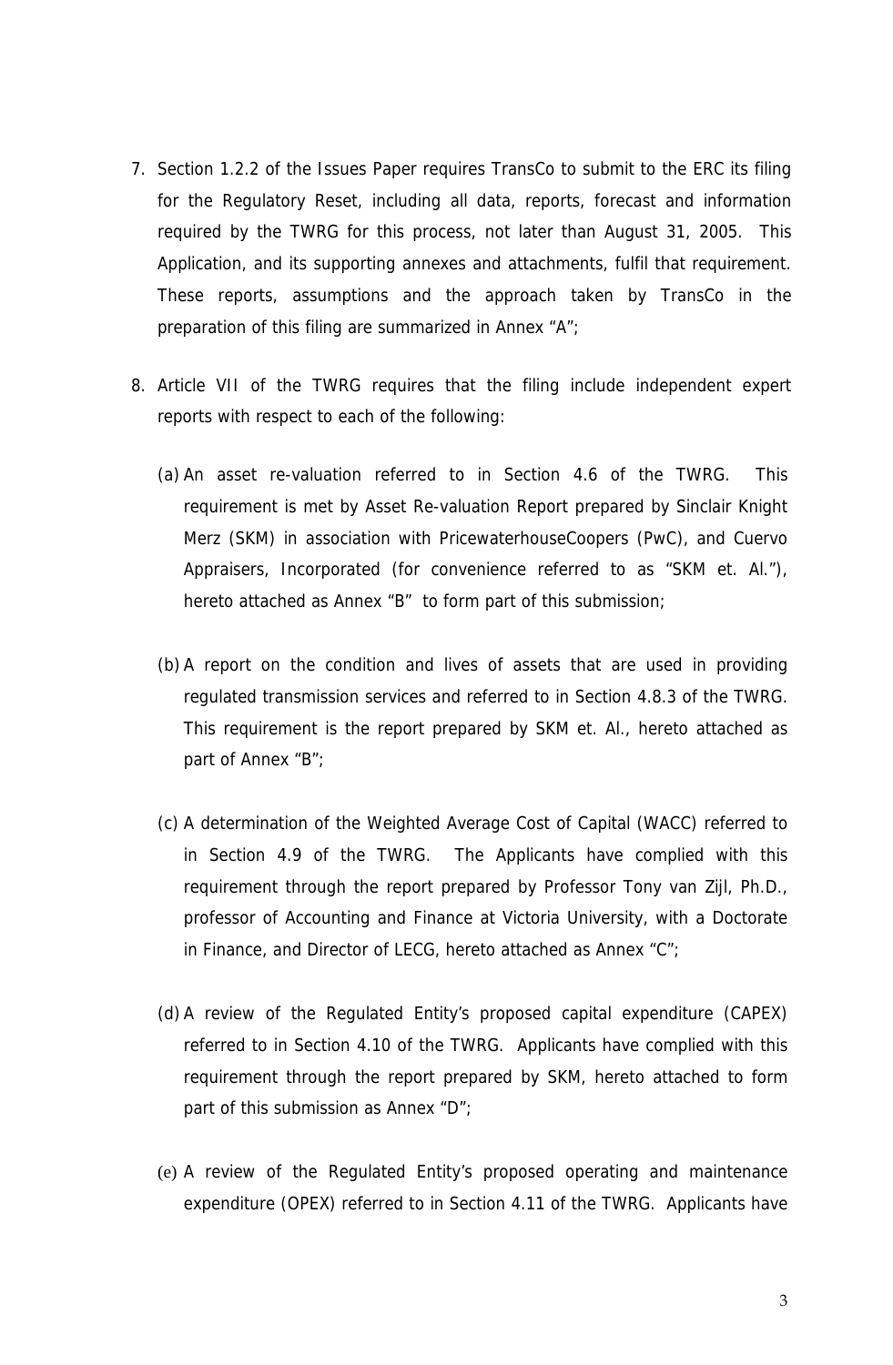7. Section 1.2.2 of the Issues Paper requires TransCo to submit to the ERC its filing for the Regulatory Reset, including all data, reports, forecast and information required by the TWRG for this process, not later than August 31, 2005. This Application, and its supporting annexes and attachments, fulfil that requirement. These reports, assumptions and the approach taken by TransCo in the preparation of this filing are summarized in Annex "A";

8. Article VII of the TWRG requires that the filing include independent expert reports with respect to each of the following:

   (a) An asset re-valuation referred to in Section 4.6 of the TWRG. This requirement is met by Asset Re-valuation Report prepared by Sinclair Knight Merz (SKM) in association with PricewaterhouseCoopers (PwC), and Cuervo Appraisers, Incorporated (for convenience referred to as "SKM et. Al."), hereto attached as Annex "B" to form part of this submission;

   (b) A report on the condition and lives of assets that are used in providing regulated transmission services and referred to in Section 4.8.3 of the TWRG. This requirement is the report prepared by SKM et. Al., hereto attached as part of Annex "B";

   (c) A determination of the Weighted Average Cost of Capital (WACC) referred to in Section 4.9 of the TWRG. The Applicants have complied with this requirement through the report prepared by Professor Tony van Zijl, Ph.D., professor of Accounting and Finance at Victoria University, with a Doctorate in Finance, and Director of LECG, hereto attached as Annex "C";

   (d) A review of the Regulated Entity's proposed capital expenditure (CAPEX) referred to in Section 4.10 of the TWRG. Applicants have complied with this requirement through the report prepared by SKM, hereto attached to form part of this submission as Annex "D";

   (e) A review of the Regulated Entity's proposed operating and maintenance expenditure (OPEX) referred to in Section 4.11 of the TWRG. Applicants have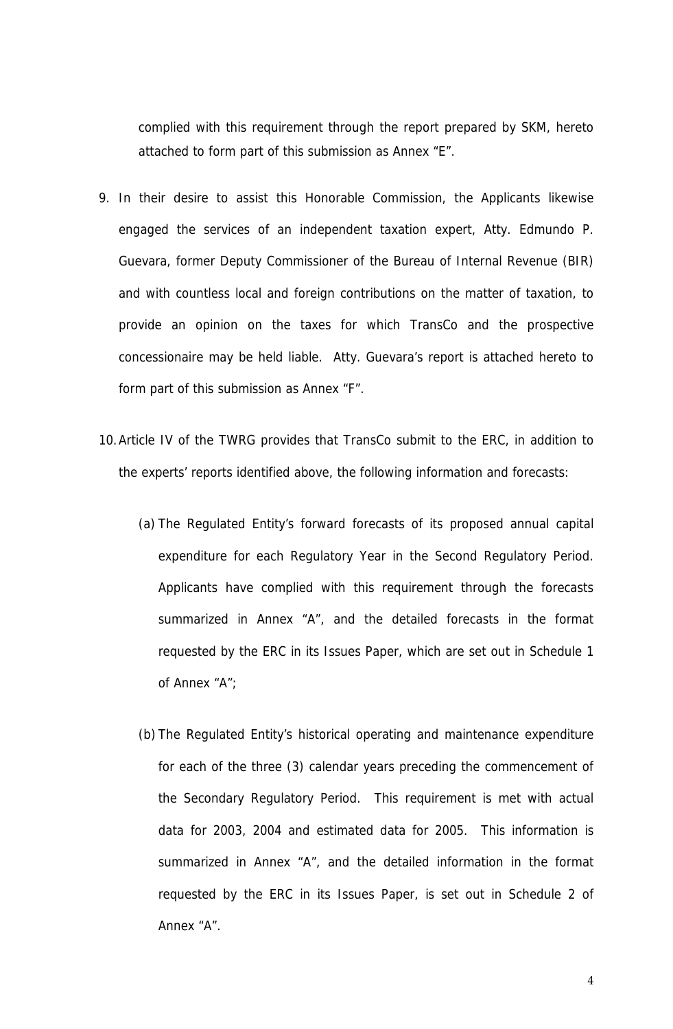complied with this requirement through the report prepared by SKM, hereto attached to form part of this submission as Annex "E".

9. In their desire to assist this Honorable Commission, the Applicants likewise engaged the services of an independent taxation expert, Atty. Edmundo P. Guevara, former Deputy Commissioner of the Bureau of Internal Revenue (BIR) and with countless local and foreign contributions on the matter of taxation, to provide an opinion on the taxes for which TransCo and the prospective concessionaire may be held liable. Atty. Guevara's report is attached hereto to form part of this submission as Annex "F".

10. Article IV of the TWRG provides that TransCo submit to the ERC, in addition to the experts' reports identified above, the following information and forecasts:

    (a) The Regulated Entity's forward forecasts of its proposed annual capital expenditure for each Regulatory Year in the Second Regulatory Period. Applicants have complied with this requirement through the forecasts summarized in Annex "A", and the detailed forecasts in the format requested by the ERC in its Issues Paper, which are set out in Schedule 1 of Annex "A";

    (b) The Regulated Entity's historical operating and maintenance expenditure for each of the three (3) calendar years preceding the commencement of the Secondary Regulatory Period. This requirement is met with actual data for 2003, 2004 and estimated data for 2005. This information is summarized in Annex "A", and the detailed information in the format requested by the ERC in its Issues Paper, is set out in Schedule 2 of Annex "A".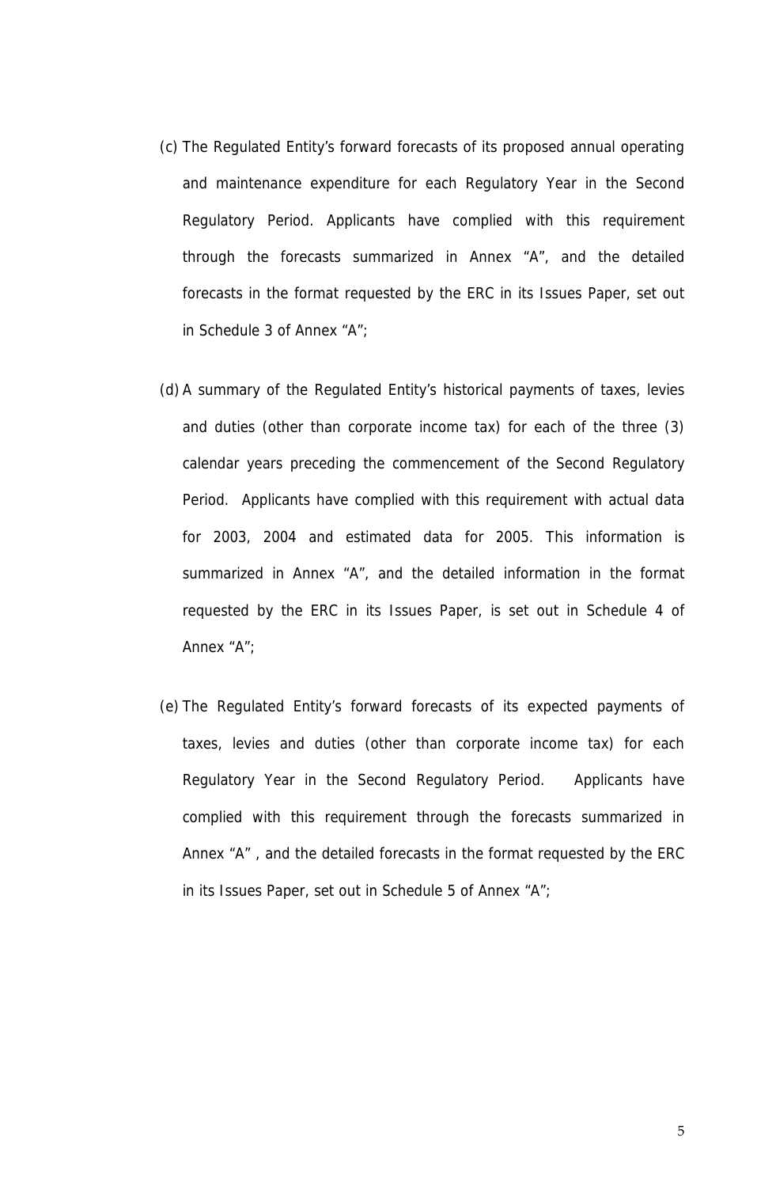(c) The Regulated Entity's forward forecasts of its proposed annual operating and maintenance expenditure for each Regulatory Year in the Second Regulatory Period. Applicants have complied with this requirement through the forecasts summarized in Annex "A", and the detailed forecasts in the format requested by the ERC in its Issues Paper, set out in Schedule 3 of Annex "A";

(d) A summary of the Regulated Entity's historical payments of taxes, levies and duties (other than corporate income tax) for each of the three (3) calendar years preceding the commencement of the Second Regulatory Period. Applicants have complied with this requirement with actual data for 2003, 2004 and estimated data for 2005. This information is summarized in Annex "A", and the detailed information in the format requested by the ERC in its Issues Paper, is set out in Schedule 4 of Annex "A";

(e) The Regulated Entity's forward forecasts of its expected payments of taxes, levies and duties (other than corporate income tax) for each Regulatory Year in the Second Regulatory Period. Applicants have complied with this requirement through the forecasts summarized in Annex "A" , and the detailed forecasts in the format requested by the ERC in its Issues Paper, set out in Schedule 5 of Annex "A";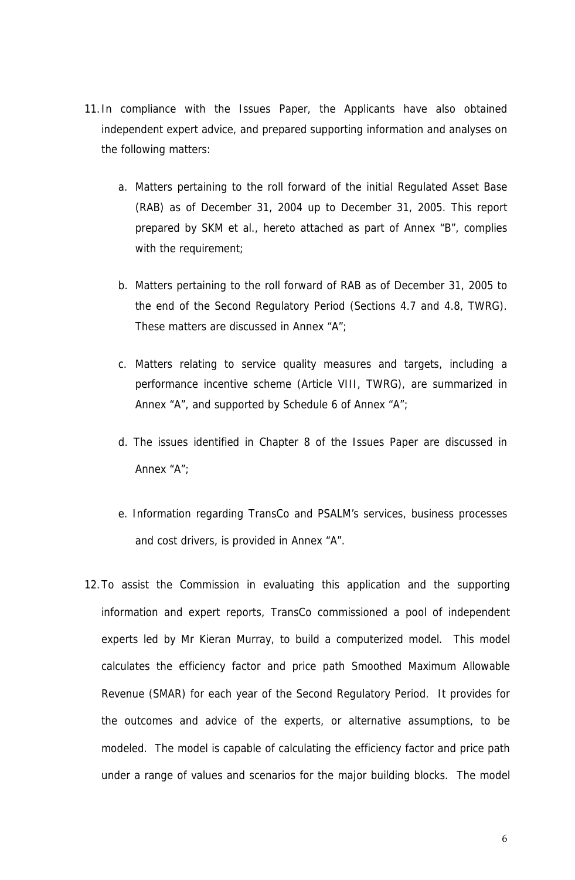11. In compliance with the Issues Paper, the Applicants have also obtained independent expert advice, and prepared supporting information and analyses on the following matters:

    a. Matters pertaining to the roll forward of the initial Regulated Asset Base (RAB) as of December 31, 2004 up to December 31, 2005. This report prepared by SKM et al., hereto attached as part of Annex "B", complies with the requirement;

    b. Matters pertaining to the roll forward of RAB as of December 31, 2005 to the end of the Second Regulatory Period (Sections 4.7 and 4.8, TWRG). These matters are discussed in Annex "A";

    c. Matters relating to service quality measures and targets, including a performance incentive scheme (Article VIII, TWRG), are summarized in Annex "A", and supported by Schedule 6 of Annex "A";

    d. The issues identified in Chapter 8 of the Issues Paper are discussed in Annex "A";

    e. Information regarding TransCo and PSALM's services, business processes and cost drivers, is provided in Annex "A".

12. To assist the Commission in evaluating this application and the supporting information and expert reports, TransCo commissioned a pool of independent experts led by Mr Kieran Murray, to build a computerized model. This model calculates the efficiency factor and price path Smoothed Maximum Allowable Revenue (SMAR) for each year of the Second Regulatory Period. It provides for the outcomes and advice of the experts, or alternative assumptions, to be modeled. The model is capable of calculating the efficiency factor and price path under a range of values and scenarios for the major building blocks. The model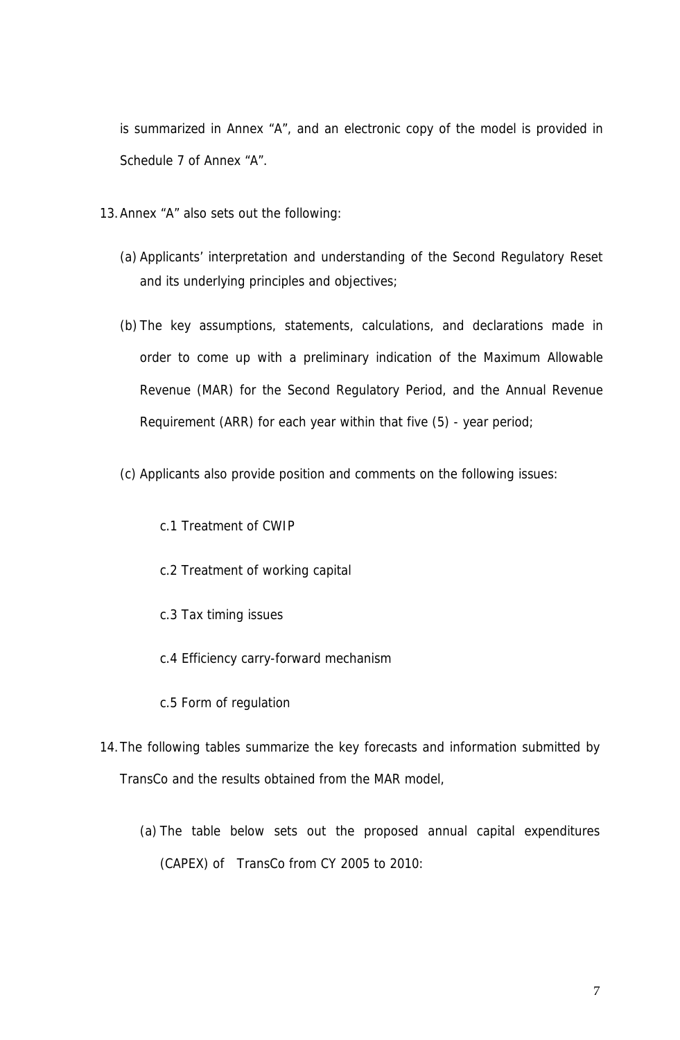is summarized in Annex "A", and an electronic copy of the model is provided in Schedule 7 of Annex "A".

13. Annex "A" also sets out the following:

    (a) Applicants' interpretation and understanding of the Second Regulatory Reset and its underlying principles and objectives;

    (b) The key assumptions, statements, calculations, and declarations made in order to come up with a preliminary indication of the Maximum Allowable Revenue (MAR) for the Second Regulatory Period, and the Annual Revenue Requirement (ARR) for each year within that five (5) - year period;

    (c) Applicants also provide position and comments on the following issues:

        c.1 Treatment of CWIP

        c.2 Treatment of working capital

        c.3 Tax timing issues

        c.4 Efficiency carry-forward mechanism

        c.5 Form of regulation

14. The following tables summarize the key forecasts and information submitted by TransCo and the results obtained from the MAR model,

    (a) The table below sets out the proposed annual capital expenditures (CAPEX) of TransCo from CY 2005 to 2010: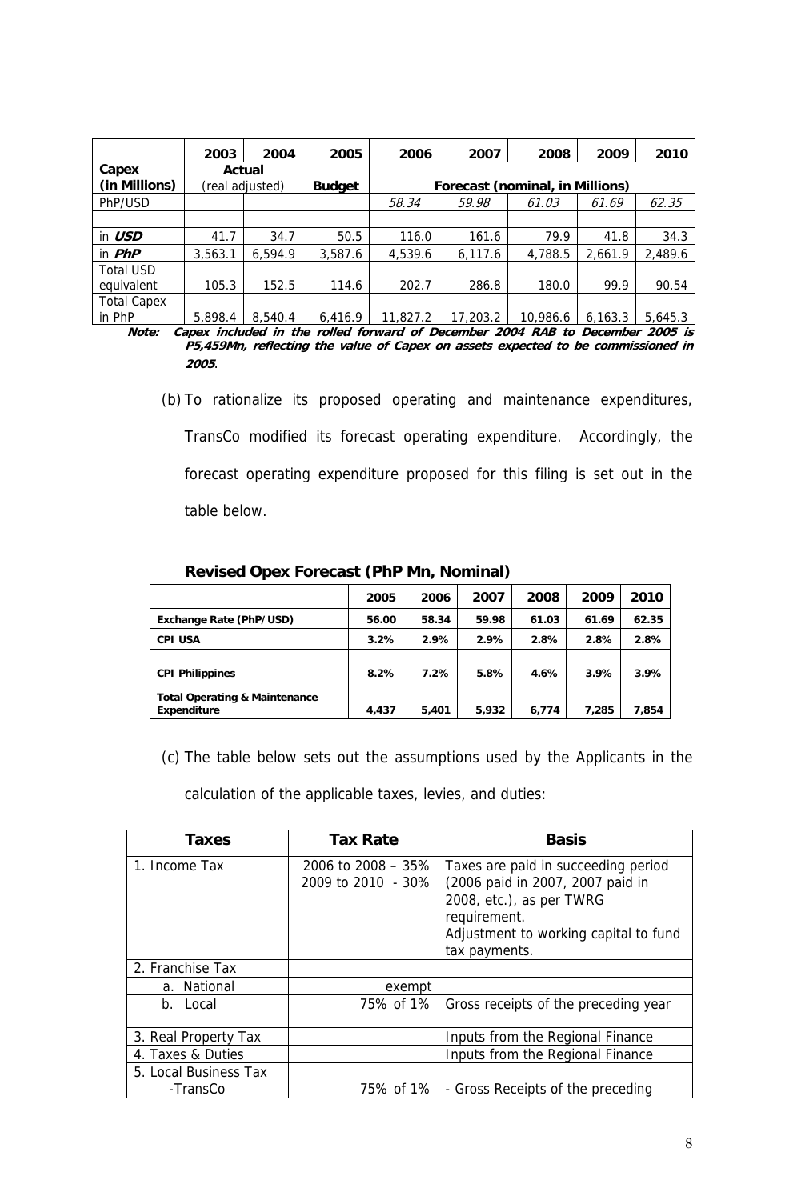| Capex (in Millions) | 2003 | 2004 | 2005 | 2006 | 2007 | 2008 | 2009 | 2010 |
|---|---|---|---|---|---|---|---|---|
| | Actual (real adjusted) | | Budget | Forecast (nominal, in Millions) | | | | |
| PhP/USD | | | | *58.34* | *59.98* | *61.03* | *61.69* | *62.35* |
| | | | | | | | | |
| in ***USD*** | 41.7 | 34.7 | 50.5 | 116.0 | 161.6 | 79.9 | 41.8 | 34.3 |
| in ***PhP*** | 3,563.1 | 6,594.9 | 3,587.6 | 4,539.6 | 6,117.6 | 4,788.5 | 2,661.9 | 2,489.6 |
| Total USD equivalent | 105.3 | 152.5 | 114.6 | 202.7 | 286.8 | 180.0 | 99.9 | 90.54 |
| Total Capex in PhP | 5,898.4 | 8,540.4 | 6,416.9 | 11,827.2 | 17,203.2 | 10,986.6 | 6,163.3 | 5,645.3 |

***Note:** Capex included in the rolled forward of December 2004 RAB to December 2005 is P5,459Mn, reflecting the value of Capex on assets expected to be commissioned in 2005*.

(b) To rationalize its proposed operating and maintenance expenditures, TransCo modified its forecast operating expenditure. Accordingly, the forecast operating expenditure proposed for this filing is set out in the table below.

**Revised Opex Forecast (PhP Mn, Nominal)**

| | 2005 | 2006 | 2007 | 2008 | 2009 | 2010 |
|---|---|---|---|---|---|---|
| **Exchange Rate (PhP/USD)** | **56.00** | **58.34** | **59.98** | **61.03** | **61.69** | **62.35** |
| **CPI USA** | **3.2%** | **2.9%** | **2.9%** | **2.8%** | **2.8%** | **2.8%** |
| **CPI Philippines** | **8.2%** | **7.2%** | **5.8%** | **4.6%** | **3.9%** | **3.9%** |
| **Total Operating & Maintenance Expenditure** | **4,437** | **5,401** | **5,932** | **6,774** | **7,285** | **7,854** |

(c) The table below sets out the assumptions used by the Applicants in the calculation of the applicable taxes, levies, and duties:

| Taxes | Tax Rate | Basis |
|---|---|---|
| 1. Income Tax | 2006 to 2008 – 35%<br>2009 to 2010 - 30% | Taxes are paid in succeeding period (2006 paid in 2007, 2007 paid in 2008, etc.), as per TWRG requirement.<br>Adjustment to working capital to fund tax payments. |
| 2. Franchise Tax | | |
| a. National | exempt | |
| b. Local | 75% of 1% | Gross receipts of the preceding year |
| 3. Real Property Tax | | Inputs from the Regional Finance |
| 4. Taxes & Duties | | Inputs from the Regional Finance |
| 5. Local Business Tax<br>-TransCo | 75% of 1% | - Gross Receipts of the preceding |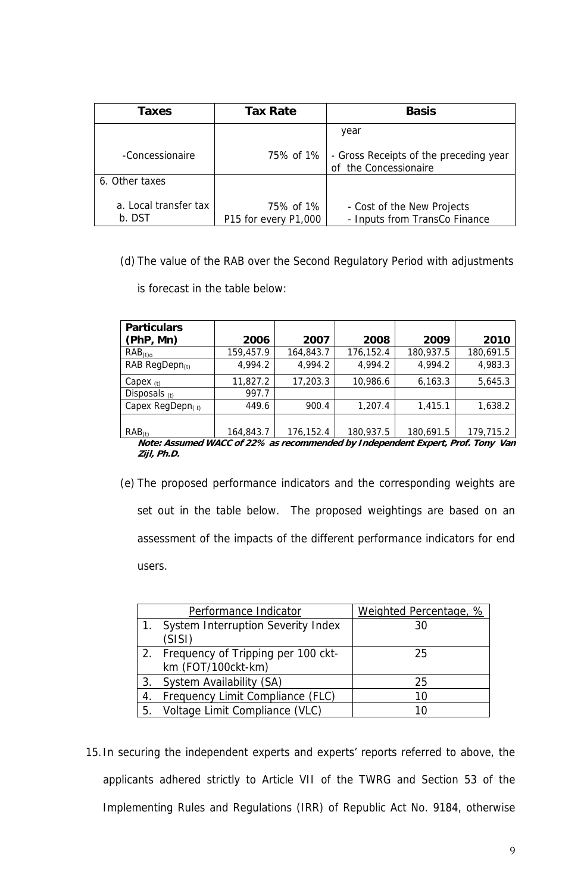| Taxes | Tax Rate | Basis |
|---|---|---|
| -Concessionaire | 75% of 1% | year<br>- Gross Receipts of the preceding year of the Concessionaire |
| 6. Other taxes<br>a. Local transfer tax<br>b. DST | 75% of 1%<br>P15 for every P1,000 | - Cost of the New Projects<br>- Inputs from TransCo Finance |

(d) The value of the RAB over the Second Regulatory Period with adjustments is forecast in the table below:

| Particulars (PhP, Mn) | 2006 | 2007 | 2008 | 2009 | 2010 |
|---|---|---|---|---|---|
| $RAB_{(t)o}$ | 159,457.9 | 164,843.7 | 176,152.4 | 180,937.5 | 180,691.5 |
| RAB $RegDepn_{(t)}$ | 4,994.2 | 4,994.2 | 4,994.2 | 4,994.2 | 4,983.3 |
| $Capex_{(t)}$ | 11,827.2 | 17,203.3 | 10,986.6 | 6,163.3 | 5,645.3 |
| $Disposals_{(t)}$ | 997.7 | | | | |
| Capex $RegDepn_{(t)}$ | 449.6 | 900.4 | 1,207.4 | 1,415.1 | 1,638.2 |
| $RAB_{(t)}$ | 164,843.7 | 176,152.4 | 180,937.5 | 180,691.5 | 179,715.2 |

***Note: Assumed WACC of 22% as recommended by Independent Expert, Prof. Tony Van Zijl, Ph.D.***

(e) The proposed performance indicators and the corresponding weights are set out in the table below. The proposed weightings are based on an assessment of the impacts of the different performance indicators for end users.

| Performance Indicator | Weighted Percentage, % |
|---|---|
| 1. System Interruption Severity Index (SISI) | 30 |
| 2. Frequency of Tripping per 100 ckt-km (FOT/100ckt-km) | 25 |
| 3. System Availability (SA) | 25 |
| 4. Frequency Limit Compliance (FLC) | 10 |
| 5. Voltage Limit Compliance (VLC) | 10 |

15. In securing the independent experts and experts' reports referred to above, the applicants adhered strictly to Article VII of the TWRG and Section 53 of the Implementing Rules and Regulations (IRR) of Republic Act No. 9184, otherwise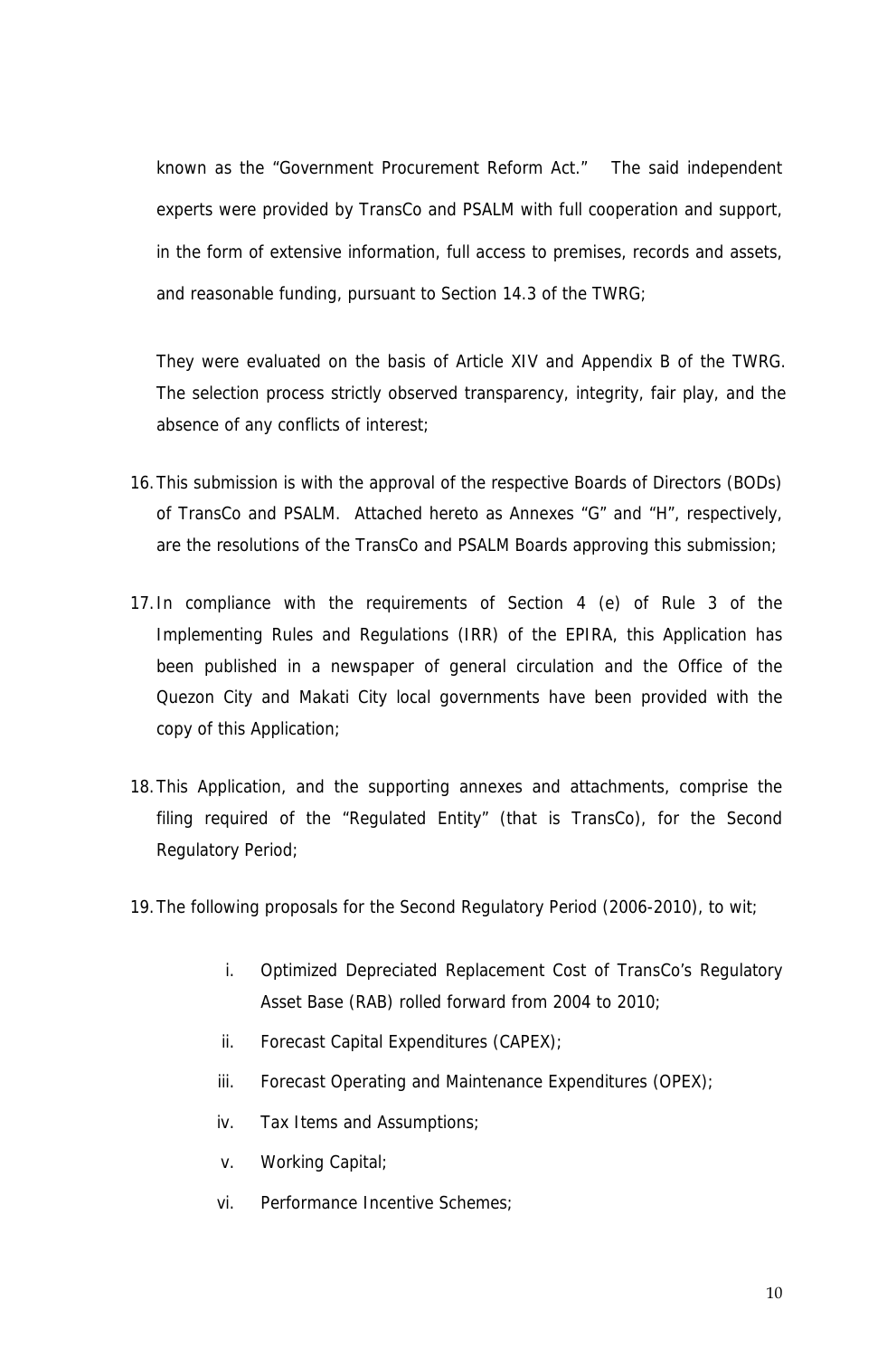known as the "Government Procurement Reform Act." The said independent experts were provided by TransCo and PSALM with full cooperation and support, in the form of extensive information, full access to premises, records and assets, and reasonable funding, pursuant to Section 14.3 of the TWRG;

They were evaluated on the basis of Article XIV and Appendix B of the TWRG. The selection process strictly observed transparency, integrity, fair play, and the absence of any conflicts of interest;

16. This submission is with the approval of the respective Boards of Directors (BODs) of TransCo and PSALM. Attached hereto as Annexes "G" and "H", respectively, are the resolutions of the TransCo and PSALM Boards approving this submission;

17. In compliance with the requirements of Section 4 (e) of Rule 3 of the Implementing Rules and Regulations (IRR) of the EPIRA, this Application has been published in a newspaper of general circulation and the Office of the Quezon City and Makati City local governments have been provided with the copy of this Application;

18. This Application, and the supporting annexes and attachments, comprise the filing required of the "Regulated Entity" (that is TransCo), for the Second Regulatory Period;

19. The following proposals for the Second Regulatory Period (2006-2010), to wit;

    i. Optimized Depreciated Replacement Cost of TransCo's Regulatory Asset Base (RAB) rolled forward from 2004 to 2010;

    ii. Forecast Capital Expenditures (CAPEX);

    iii. Forecast Operating and Maintenance Expenditures (OPEX);

    iv. Tax Items and Assumptions;

    v. Working Capital;

    vi. Performance Incentive Schemes;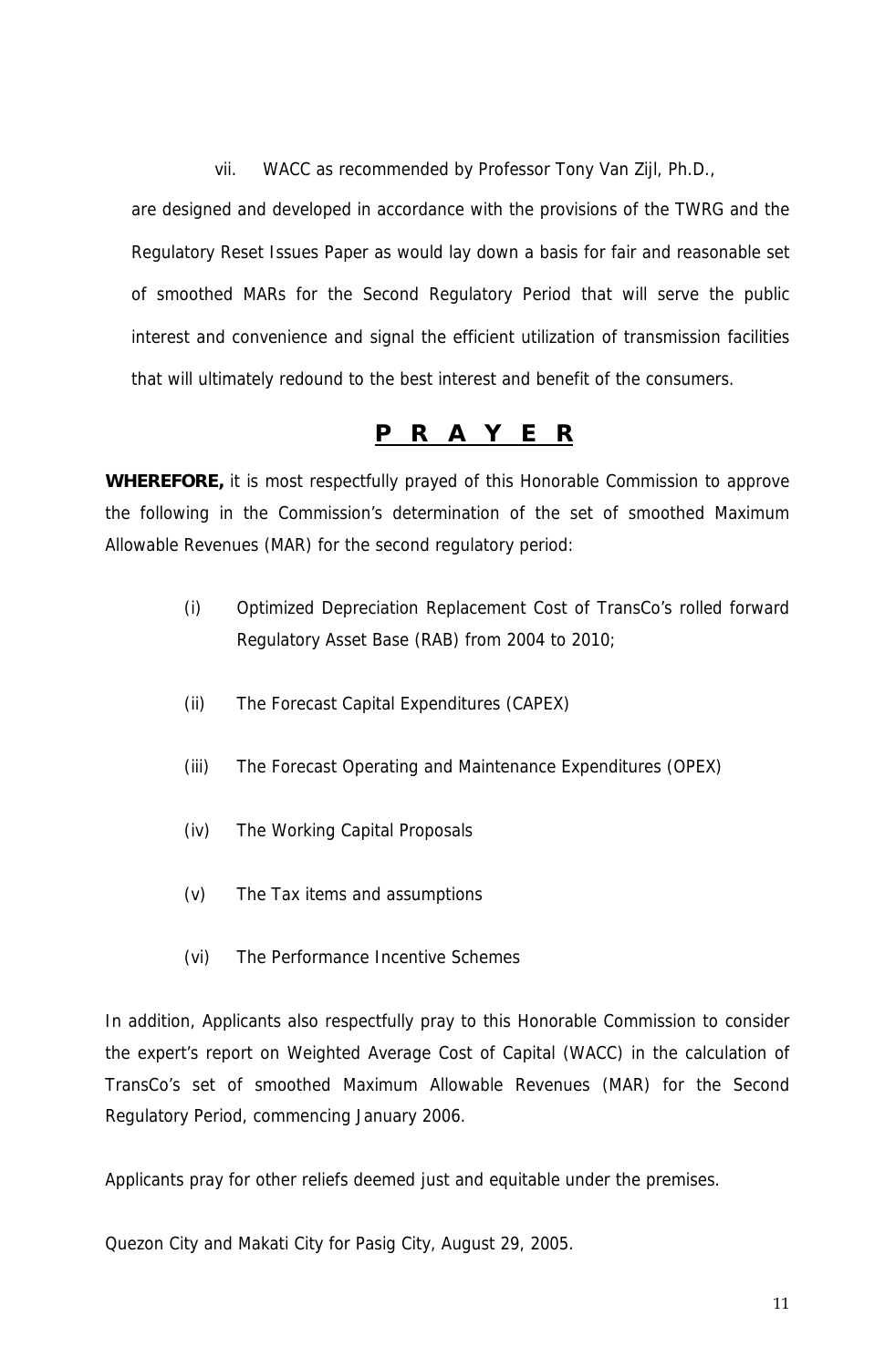vii. WACC as recommended by Professor Tony Van Zijl, Ph.D.,

are designed and developed in accordance with the provisions of the TWRG and the Regulatory Reset Issues Paper as would lay down a basis for fair and reasonable set of smoothed MARs for the Second Regulatory Period that will serve the public interest and convenience and signal the efficient utilization of transmission facilities that will ultimately redound to the best interest and benefit of the consumers.

## **P R A Y E R**

**WHEREFORE,** it is most respectfully prayed of this Honorable Commission to approve the following in the Commission's determination of the set of smoothed Maximum Allowable Revenues (MAR) for the second regulatory period:

(i) Optimized Depreciation Replacement Cost of TransCo's rolled forward Regulatory Asset Base (RAB) from 2004 to 2010;

(ii) The Forecast Capital Expenditures (CAPEX)

(iii) The Forecast Operating and Maintenance Expenditures (OPEX)

(iv) The Working Capital Proposals

(v) The Tax items and assumptions

(vi) The Performance Incentive Schemes

In addition, Applicants also respectfully pray to this Honorable Commission to consider the expert's report on Weighted Average Cost of Capital (WACC) in the calculation of TransCo's set of smoothed Maximum Allowable Revenues (MAR) for the Second Regulatory Period, commencing January 2006.

Applicants pray for other reliefs deemed just and equitable under the premises.

Quezon City and Makati City for Pasig City, August 29, 2005.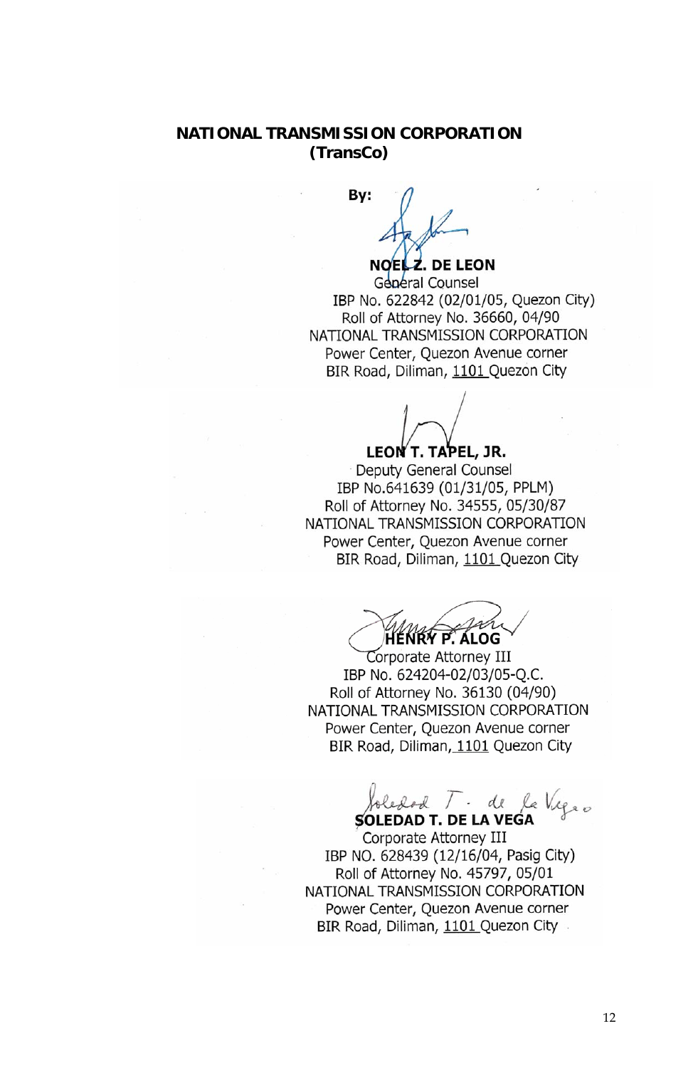**NATIONAL TRANSMISSION CORPORATION**
**(TransCo)**

**By:**

**NOEL Z. DE LEON**
General Counsel
IBP No. 622842 (02/01/05, Quezon City)
Roll of Attorney No. 36660, 04/90
NATIONAL TRANSMISSION CORPORATION
Power Center, Quezon Avenue corner
BIR Road, Diliman, 1101 Quezon City

**LEON T. TAPEL, JR.**
Deputy General Counsel
IBP No.641639 (01/31/05, PPLM)
Roll of Attorney No. 34555, 05/30/87
NATIONAL TRANSMISSION CORPORATION
Power Center, Quezon Avenue corner
BIR Road, Diliman, 1101 Quezon City

**HENRY P. ALOG**
Corporate Attorney III
IBP No. 624204-02/03/05-Q.C.
Roll of Attorney No. 36130 (04/90)
NATIONAL TRANSMISSION CORPORATION
Power Center, Quezon Avenue corner
BIR Road, Diliman, 1101 Quezon City

**SOLEDAD T. DE LA VEGA**
Corporate Attorney III
IBP NO. 628439 (12/16/04, Pasig City)
Roll of Attorney No. 45797, 05/01
NATIONAL TRANSMISSION CORPORATION
Power Center, Quezon Avenue corner
BIR Road, Diliman, 1101 Quezon City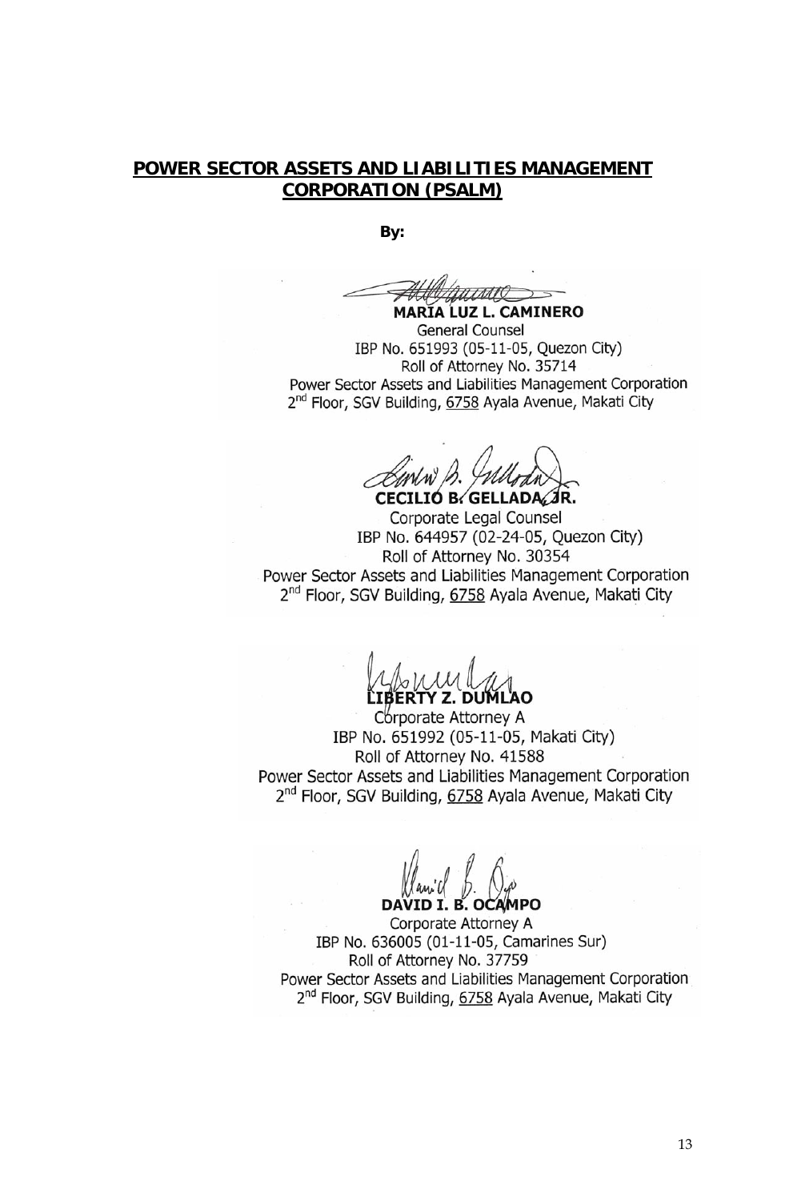**POWER SECTOR ASSETS AND LIABILITIES MANAGEMENT CORPORATION (PSALM)**

**By:**

**MARIA LUZ L. CAMINERO**
General Counsel
IBP No. 651993 (05-11-05, Quezon City)
Roll of Attorney No. 35714
Power Sector Assets and Liabilities Management Corporation
2nd Floor, SGV Building, 6758 Ayala Avenue, Makati City

**CECILIO B. GELLADA, JR.**
Corporate Legal Counsel
IBP No. 644957 (02-24-05, Quezon City)
Roll of Attorney No. 30354
Power Sector Assets and Liabilities Management Corporation
2nd Floor, SGV Building, 6758 Ayala Avenue, Makati City

**LIBERTY Z. DUMLAO**
Corporate Attorney A
IBP No. 651992 (05-11-05, Makati City)
Roll of Attorney No. 41588
Power Sector Assets and Liabilities Management Corporation
2nd Floor, SGV Building, 6758 Ayala Avenue, Makati City

**DAVID I. B. OCAMPO**
Corporate Attorney A
IBP No. 636005 (01-11-05, Camarines Sur)
Roll of Attorney No. 37759
Power Sector Assets and Liabilities Management Corporation
2nd Floor, SGV Building, 6758 Ayala Avenue, Makati City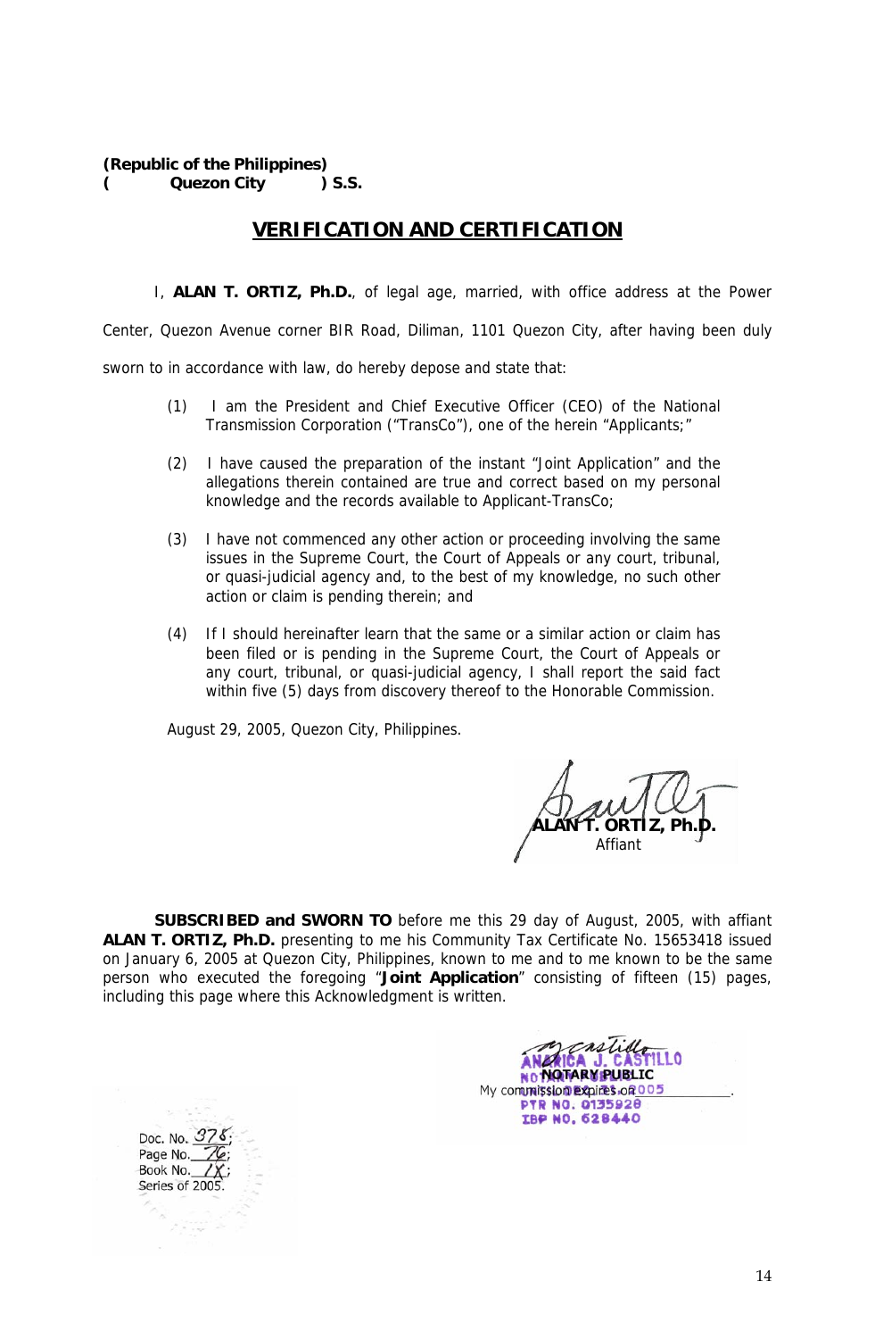**(Republic of the Philippines)**
**( Quezon City ) S.S.**

## VERIFICATION AND CERTIFICATION

I, **ALAN T. ORTIZ, Ph.D.**, of legal age, married, with office address at the Power Center, Quezon Avenue corner BIR Road, Diliman, 1101 Quezon City, after having been duly sworn to in accordance with law, do hereby depose and state that:

(1) I am the President and Chief Executive Officer (CEO) of the National Transmission Corporation ("TransCo"), one of the herein "Applicants;"

(2) I have caused the preparation of the instant "Joint Application" and the allegations therein contained are true and correct based on my personal knowledge and the records available to Applicant-TransCo;

(3) I have not commenced any other action or proceeding involving the same issues in the Supreme Court, the Court of Appeals or any court, tribunal, or quasi-judicial agency and, to the best of my knowledge, no such other action or claim is pending therein; and

(4) If I should hereinafter learn that the same or a similar action or claim has been filed or is pending in the Supreme Court, the Court of Appeals or any court, tribunal, or quasi-judicial agency, I shall report the said fact within five (5) days from discovery thereof to the Honorable Commission.

August 29, 2005, Quezon City, Philippines.

**ALAN T. ORTIZ, Ph.D.**
Affiant

**SUBSCRIBED and SWORN TO** before me this 29 day of August, 2005, with affiant **ALAN T. ORTIZ, Ph.D.** presenting to me his Community Tax Certificate No. 15653418 issued on January 6, 2005 at Quezon City, Philippines, known to me and to me known to be the same person who executed the foregoing "**Joint Application**" consisting of fifteen (15) pages, including this page where this Acknowledgment is written.

ANALICA J. CASTILLO
**NOTARY PUBLIC**
My commission expires on 2005 ____________.
PTR NO. 0135928
IBP NO. 628440

Doc. No. 378;
Page No. 76;
Book No. IX;
Series of 2005.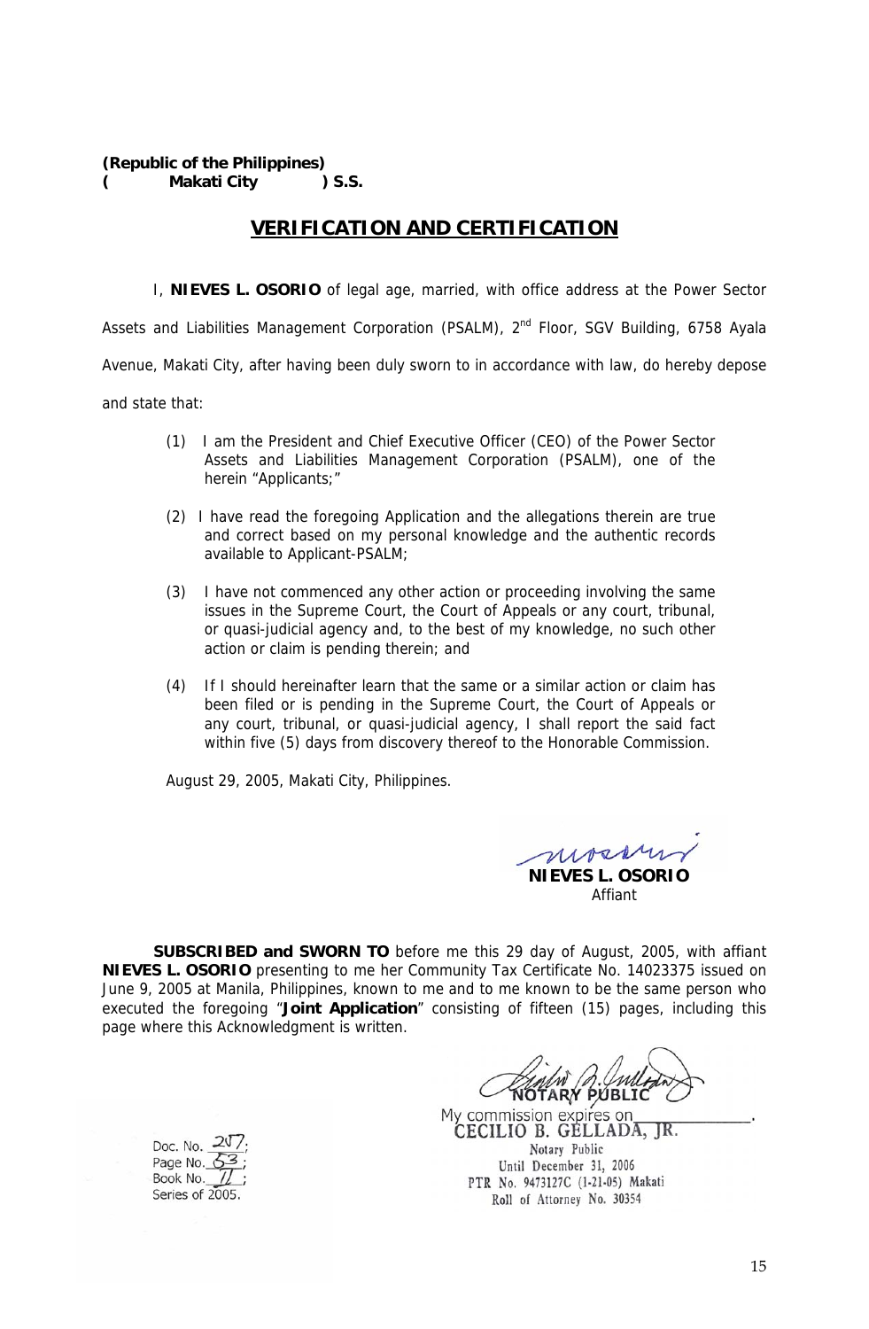**(Republic of the Philippines)**
**( Makati City ) S.S.**

## VERIFICATION AND CERTIFICATION

I, **NIEVES L. OSORIO** of legal age, married, with office address at the Power Sector Assets and Liabilities Management Corporation (PSALM), 2nd Floor, SGV Building, 6758 Ayala Avenue, Makati City, after having been duly sworn to in accordance with law, do hereby depose and state that:

(1) I am the President and Chief Executive Officer (CEO) of the Power Sector Assets and Liabilities Management Corporation (PSALM), one of the herein "Applicants;"

(2) I have read the foregoing Application and the allegations therein are true and correct based on my personal knowledge and the authentic records available to Applicant-PSALM;

(3) I have not commenced any other action or proceeding involving the same issues in the Supreme Court, the Court of Appeals or any court, tribunal, or quasi-judicial agency and, to the best of my knowledge, no such other action or claim is pending therein; and

(4) If I should hereinafter learn that the same or a similar action or claim has been filed or is pending in the Supreme Court, the Court of Appeals or any court, tribunal, or quasi-judicial agency, I shall report the said fact within five (5) days from discovery thereof to the Honorable Commission.

August 29, 2005, Makati City, Philippines.

**NIEVES L. OSORIO**
Affiant

**SUBSCRIBED and SWORN TO** before me this 29 day of August, 2005, with affiant **NIEVES L. OSORIO** presenting to me her Community Tax Certificate No. 14023375 issued on June 9, 2005 at Manila, Philippines, known to me and to me known to be the same person who executed the foregoing "**Joint Application**" consisting of fifteen (15) pages, including this page where this Acknowledgment is written.

**NOTARY PUBLIC**
My commission expires on\_\_\_\_\_\_\_\_\_\_\_\_\_\_.
CECILIO B. GELLADA, JR.
Notary Public
Until December 31, 2006
PTR No. 9473127C (1-21-05) Makati
Roll of Attorney No. 30354

Doc. No. 257;
Page No. 53;
Book No. II;
Series of 2005.